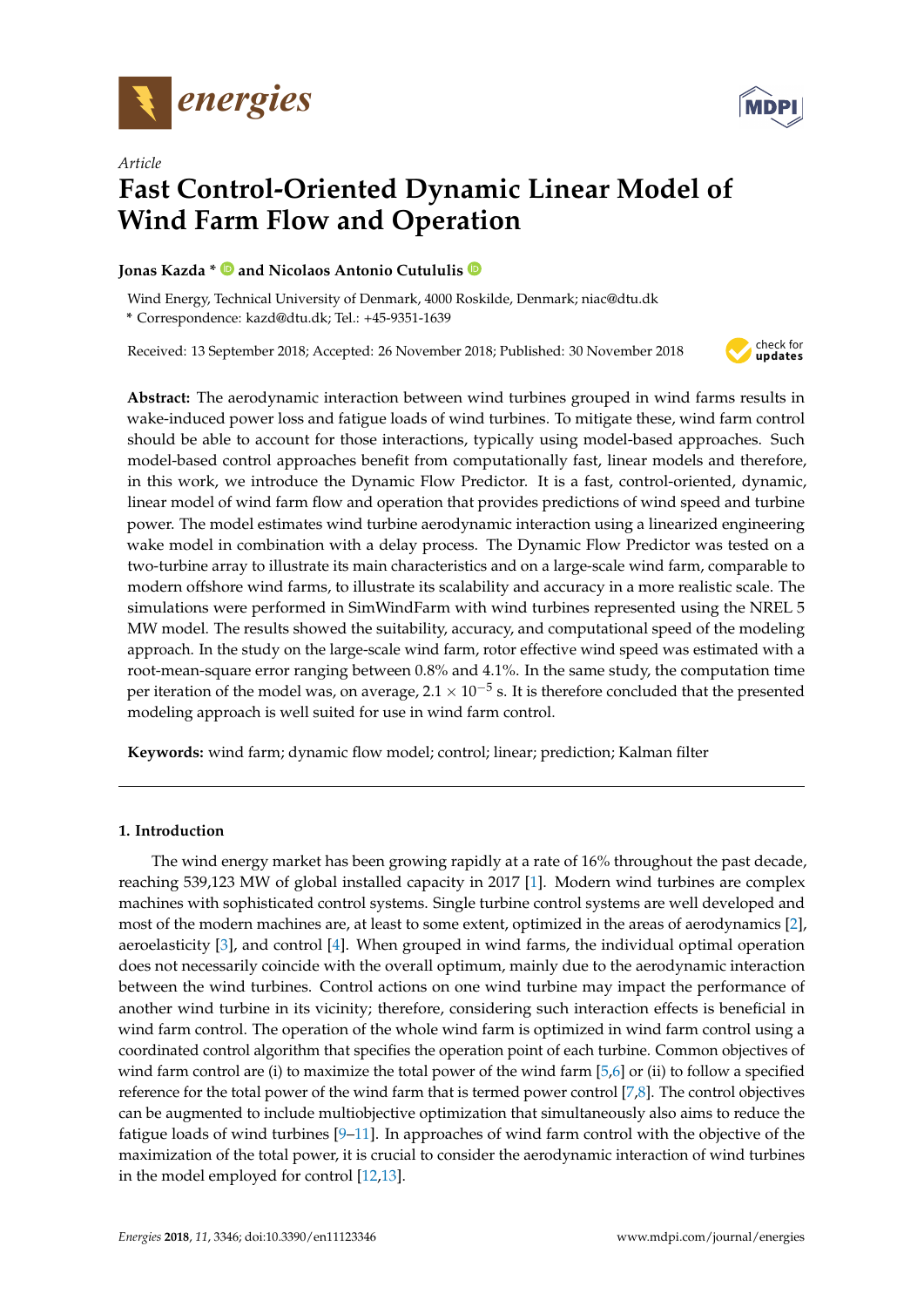*Article*

# Fast Control-Oriented Dynamic Linear Model of Wind Farm Flow and Operation

**Jonas Kazda * and Nicolaos Antonio Cutululis**

Wind Energy, Technical University of Denmark, 4000 Roskilde, Denmark; niac@dtu.dk
* Correspondence: kazd@dtu.dk; Tel.: +45-9351-1639

Received: 13 September 2018; Accepted: 26 November 2018; Published: 30 November 2018

**Abstract:** The aerodynamic interaction between wind turbines grouped in wind farms results in wake-induced power loss and fatigue loads of wind turbines. To mitigate these, wind farm control should be able to account for those interactions, typically using model-based approaches. Such model-based control approaches benefit from computationally fast, linear models and therefore, in this work, we introduce the Dynamic Flow Predictor. It is a fast, control-oriented, dynamic, linear model of wind farm flow and operation that provides predictions of wind speed and turbine power. The model estimates wind turbine aerodynamic interaction using a linearized engineering wake model in combination with a delay process. The Dynamic Flow Predictor was tested on a two-turbine array to illustrate its main characteristics and on a large-scale wind farm, comparable to modern offshore wind farms, to illustrate its scalability and accuracy in a more realistic scale. The simulations were performed in SimWindFarm with wind turbines represented using the NREL 5 MW model. The results showed the suitability, accuracy, and computational speed of the modeling approach. In the study on the large-scale wind farm, rotor effective wind speed was estimated with a root-mean-square error ranging between 0.8% and 4.1%. In the same study, the computation time per iteration of the model was, on average, $2.1 \times 10^{-5}$ s. It is therefore concluded that the presented modeling approach is well suited for use in wind farm control.

**Keywords:** wind farm; dynamic flow model; control; linear; prediction; Kalman filter

## 1. Introduction

The wind energy market has been growing rapidly at a rate of 16% throughout the past decade, reaching 539,123 MW of global installed capacity in 2017 [1]. Modern wind turbines are complex machines with sophisticated control systems. Single turbine control systems are well developed and most of the modern machines are, at least to some extent, optimized in the areas of aerodynamics [2], aeroelasticity [3], and control [4]. When grouped in wind farms, the individual optimal operation does not necessarily coincide with the overall optimum, mainly due to the aerodynamic interaction between the wind turbines. Control actions on one wind turbine may impact the performance of another wind turbine in its vicinity; therefore, considering such interaction effects is beneficial in wind farm control. The operation of the whole wind farm is optimized in wind farm control using a coordinated control algorithm that specifies the operation point of each turbine. Common objectives of wind farm control are (i) to maximize the total power of the wind farm [5,6] or (ii) to follow a specified reference for the total power of the wind farm that is termed power control [7,8]. The control objectives can be augmented to include multiobjective optimization that simultaneously also aims to reduce the fatigue loads of wind turbines [9–11]. In approaches of wind farm control with the objective of the maximization of the total power, it is crucial to consider the aerodynamic interaction of wind turbines in the model employed for control [12,13].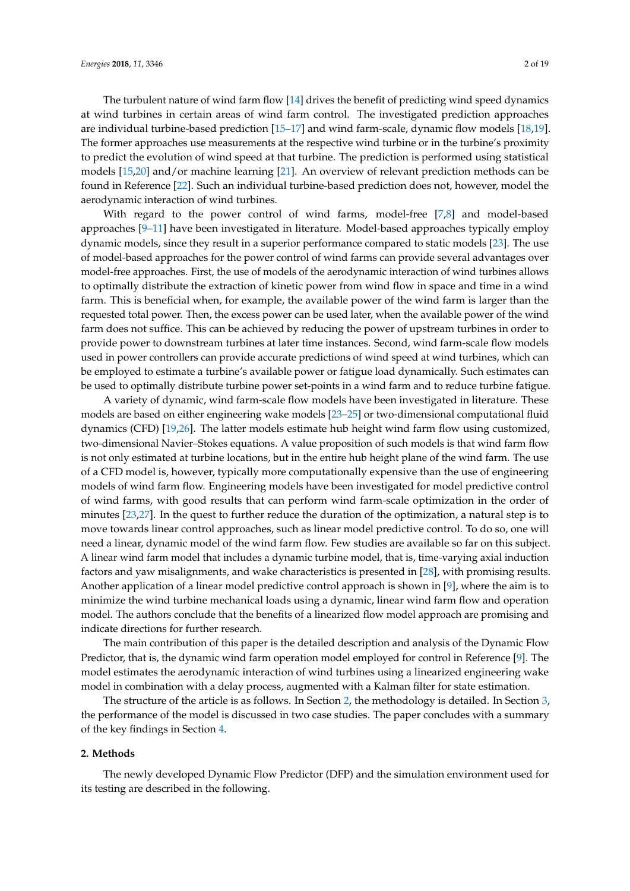The turbulent nature of wind farm flow [14] drives the benefit of predicting wind speed dynamics at wind turbines in certain areas of wind farm control. The investigated prediction approaches are individual turbine-based prediction [15–17] and wind farm-scale, dynamic flow models [18,19]. The former approaches use measurements at the respective wind turbine or in the turbine's proximity to predict the evolution of wind speed at that turbine. The prediction is performed using statistical models [15,20] and/or machine learning [21]. An overview of relevant prediction methods can be found in Reference [22]. Such an individual turbine-based prediction does not, however, model the aerodynamic interaction of wind turbines.

With regard to the power control of wind farms, model-free [7,8] and model-based approaches [9–11] have been investigated in literature. Model-based approaches typically employ dynamic models, since they result in a superior performance compared to static models [23]. The use of model-based approaches for the power control of wind farms can provide several advantages over model-free approaches. First, the use of models of the aerodynamic interaction of wind turbines allows to optimally distribute the extraction of kinetic power from wind flow in space and time in a wind farm. This is beneficial when, for example, the available power of the wind farm is larger than the requested total power. Then, the excess power can be used later, when the available power of the wind farm does not suffice. This can be achieved by reducing the power of upstream turbines in order to provide power to downstream turbines at later time instances. Second, wind farm-scale flow models used in power controllers can provide accurate predictions of wind speed at wind turbines, which can be employed to estimate a turbine's available power or fatigue load dynamically. Such estimates can be used to optimally distribute turbine power set-points in a wind farm and to reduce turbine fatigue.

A variety of dynamic, wind farm-scale flow models have been investigated in literature. These models are based on either engineering wake models [23–25] or two-dimensional computational fluid dynamics (CFD) [19,26]. The latter models estimate hub height wind farm flow using customized, two-dimensional Navier–Stokes equations. A value proposition of such models is that wind farm flow is not only estimated at turbine locations, but in the entire hub height plane of the wind farm. The use of a CFD model is, however, typically more computationally expensive than the use of engineering models of wind farm flow. Engineering models have been investigated for model predictive control of wind farms, with good results that can perform wind farm-scale optimization in the order of minutes [23,27]. In the quest to further reduce the duration of the optimization, a natural step is to move towards linear control approaches, such as linear model predictive control. To do so, one will need a linear, dynamic model of the wind farm flow. Few studies are available so far on this subject. A linear wind farm model that includes a dynamic turbine model, that is, time-varying axial induction factors and yaw misalignments, and wake characteristics is presented in [28], with promising results. Another application of a linear model predictive control approach is shown in [9], where the aim is to minimize the wind turbine mechanical loads using a dynamic, linear wind farm flow and operation model. The authors conclude that the benefits of a linearized flow model approach are promising and indicate directions for further research.

The main contribution of this paper is the detailed description and analysis of the Dynamic Flow Predictor, that is, the dynamic wind farm operation model employed for control in Reference [9]. The model estimates the aerodynamic interaction of wind turbines using a linearized engineering wake model in combination with a delay process, augmented with a Kalman filter for state estimation.

The structure of the article is as follows. In Section 2, the methodology is detailed. In Section 3, the performance of the model is discussed in two case studies. The paper concludes with a summary of the key findings in Section 4.

## 2. Methods

The newly developed Dynamic Flow Predictor (DFP) and the simulation environment used for its testing are described in the following.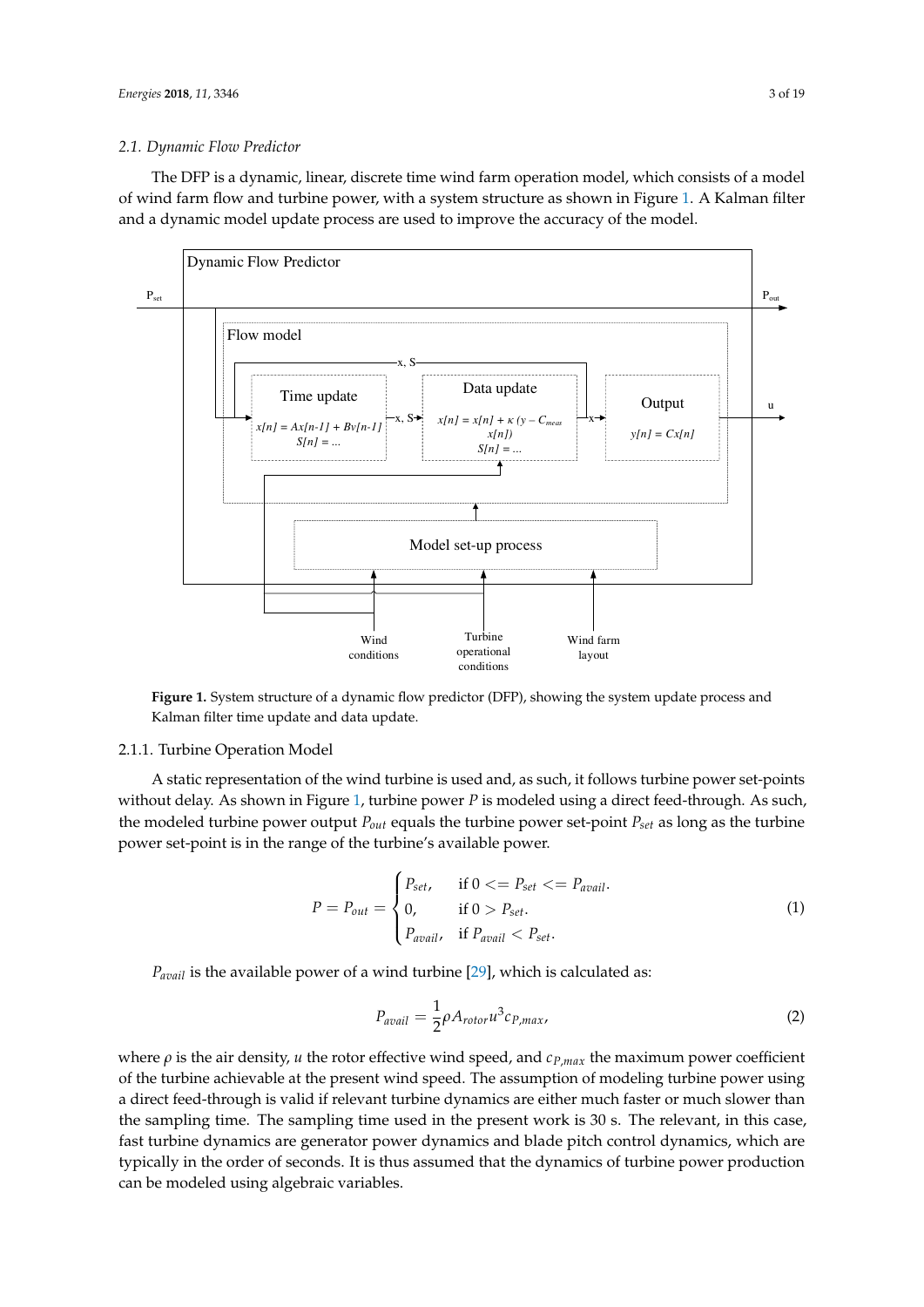### 2.1. Dynamic Flow Predictor

The DFP is a dynamic, linear, discrete time wind farm operation model, which consists of a model of wind farm flow and turbine power, with a system structure as shown in Figure 1. A Kalman filter and a dynamic model update process are used to improve the accuracy of the model.

**Figure 1.** System structure of a dynamic flow predictor (DFP), showing the system update process and Kalman filter time update and data update.

#### 2.1.1. Turbine Operation Model

A static representation of the wind turbine is used and, as such, it follows turbine power set-points without delay. As shown in Figure 1, turbine power $P$ is modeled using a direct feed-through. As such, the modeled turbine power output $P_{out}$ equals the turbine power set-point $P_{set}$ as long as the turbine power set-point is in the range of the turbine's available power.

$$P = P_{out} = \begin{cases} P_{set}, & \text{if } 0 <= P_{set} <= P_{avail}. \\ 0, & \text{if } 0 > P_{set}. \\ P_{avail}, & \text{if } P_{avail} < P_{set}. \end{cases} \tag{1}$$

$P_{avail}$ is the available power of a wind turbine [29], which is calculated as:

$$P_{avail} = \frac{1}{2} \rho A_{rotor} u^3 c_{P,max}, \tag{2}$$

where $\rho$ is the air density, $u$ the rotor effective wind speed, and $c_{P,max}$ the maximum power coefficient of the turbine achievable at the present wind speed. The assumption of modeling turbine power using a direct feed-through is valid if relevant turbine dynamics are either much faster or much slower than the sampling time. The sampling time used in the present work is 30 s. The relevant, in this case, fast turbine dynamics are generator power dynamics and blade pitch control dynamics, which are typically in the order of seconds. It is thus assumed that the dynamics of turbine power production can be modeled using algebraic variables.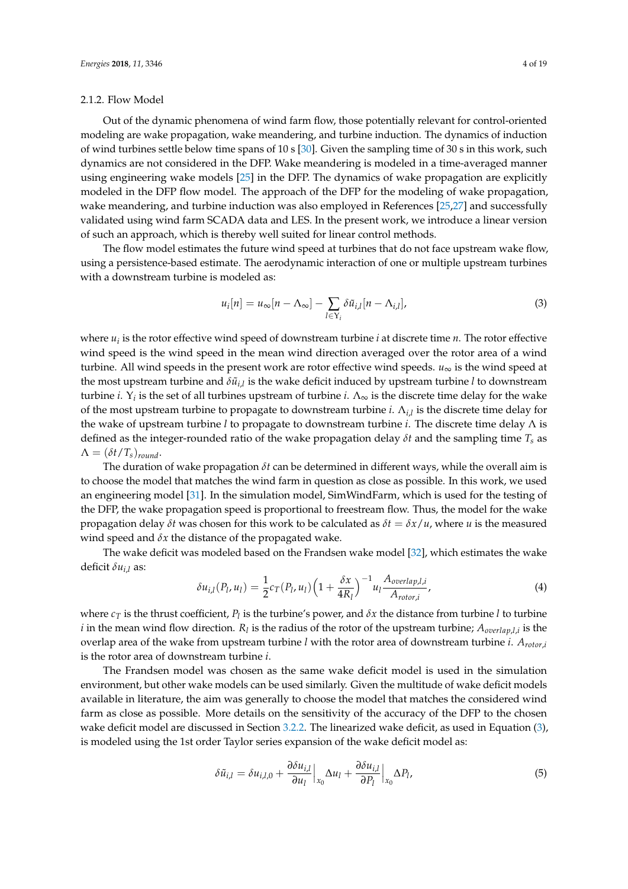#### 2.1.2. Flow Model

Out of the dynamic phenomena of wind farm flow, those potentially relevant for control-oriented modeling are wake propagation, wake meandering, and turbine induction. The dynamics of induction of wind turbines settle below time spans of 10 s [30]. Given the sampling time of 30 s in this work, such dynamics are not considered in the DFP. Wake meandering is modeled in a time-averaged manner using engineering wake models [25] in the DFP. The dynamics of wake propagation are explicitly modeled in the DFP flow model. The approach of the DFP for the modeling of wake propagation, wake meandering, and turbine induction was also employed in References [25,27] and successfully validated using wind farm SCADA data and LES. In the present work, we introduce a linear version of such an approach, which is thereby well suited for linear control methods.

The flow model estimates the future wind speed at turbines that do not face upstream wake flow, using a persistence-based estimate. The aerodynamic interaction of one or multiple upstream turbines with a downstream turbine is modeled as:

$$u_i[n] = u_\infty[n - \Lambda_\infty] - \sum_{l \in \Upsilon_i} \delta\tilde{u}_{i,l}[n - \Lambda_{i,l}], \tag{3}$$

where $u_i$ is the rotor effective wind speed of downstream turbine $i$ at discrete time $n$. The rotor effective wind speed is the wind speed in the mean wind direction averaged over the rotor area of a wind turbine. All wind speeds in the present work are rotor effective wind speeds. $u_\infty$ is the wind speed at the most upstream turbine and $\delta\tilde{u}_{i,l}$ is the wake deficit induced by upstream turbine $l$ to downstream turbine $i$. $\Upsilon_i$ is the set of all turbines upstream of turbine $i$. $\Lambda_\infty$ is the discrete time delay for the wake of the most upstream turbine to propagate to downstream turbine $i$. $\Lambda_{i,l}$ is the discrete time delay for the wake of upstream turbine $l$ to propagate to downstream turbine $i$. The discrete time delay $\Lambda$ is defined as the integer-rounded ratio of the wake propagation delay $\delta t$ and the sampling time $T_s$ as $\Lambda = (\delta t / T_s)_{round}$.

The duration of wake propagation $\delta t$ can be determined in different ways, while the overall aim is to choose the model that matches the wind farm in question as close as possible. In this work, we used an engineering model [31]. In the simulation model, SimWindFarm, which is used for the testing of the DFP, the wake propagation speed is proportional to freestream flow. Thus, the model for the wake propagation delay $\delta t$ was chosen for this work to be calculated as $\delta t = \delta x / u$, where $u$ is the measured wind speed and $\delta x$ the distance of the propagated wake.

The wake deficit was modeled based on the Frandsen wake model [32], which estimates the wake deficit $\delta u_{i,l}$ as:

$$\delta u_{i,l}(P_l, u_l) = \frac{1}{2} c_T(P_l, u_l) \Big(1 + \frac{\delta x}{4 R_l}\Big)^{-1} u_l \frac{A_{overlap,l,i}}{A_{rotor,i}}, \tag{4}$$

where $c_T$ is the thrust coefficient, $P_l$ is the turbine's power, and $\delta x$ the distance from turbine $l$ to turbine $i$ in the mean wind flow direction. $R_l$ is the radius of the rotor of the upstream turbine; $A_{overlap,l,i}$ is the overlap area of the wake from upstream turbine $l$ with the rotor area of downstream turbine $i$. $A_{rotor,i}$ is the rotor area of downstream turbine $i$.

The Frandsen model was chosen as the same wake deficit model is used in the simulation environment, but other wake models can be used similarly. Given the multitude of wake deficit models available in literature, the aim was generally to choose the model that matches the considered wind farm as close as possible. More details on the sensitivity of the accuracy of the DFP to the chosen wake deficit model are discussed in Section 3.2.2. The linearized wake deficit, as used in Equation (3), is modeled using the 1st order Taylor series expansion of the wake deficit model as:

$$\delta\tilde{u}_{i,l} = \delta u_{i,l,0} + \frac{\partial \delta u_{i,l}}{\partial u_l}\Big|_{x_0} \Delta u_l + \frac{\partial \delta u_{i,l}}{\partial P_l}\Big|_{x_0} \Delta P_l, \tag{5}$$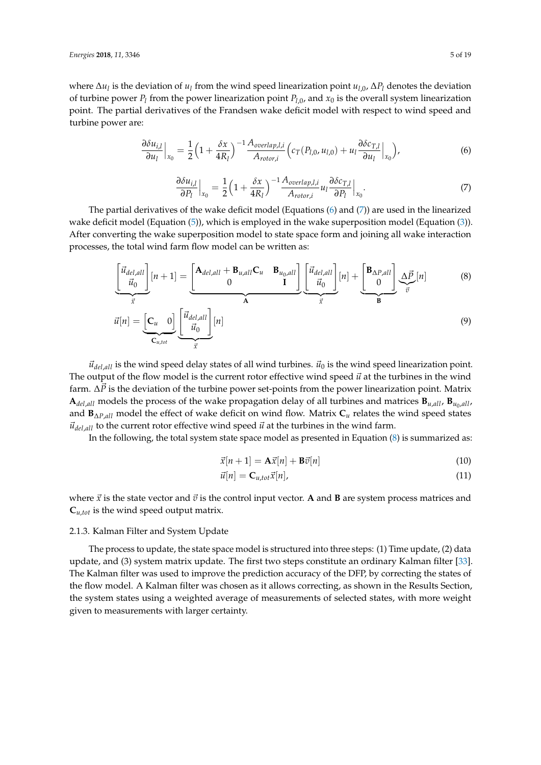where $\Delta u_l$ is the deviation of $u_l$ from the wind speed linearization point $u_{l,0}$, $\Delta P_l$ denotes the deviation of turbine power $P_l$ from the power linearization point $P_{l,0}$, and $x_0$ is the overall system linearization point. The partial derivatives of the Frandsen wake deficit model with respect to wind speed and turbine power are:

$$\frac{\partial \delta u_{i,l}}{\partial u_l}\Big|_{x_0} = \frac{1}{2}\Big(1 + \frac{\delta x}{4R_l}\Big)^{-1} \frac{A_{overlap,l,i}}{A_{rotor,i}} \Big( c_T(P_{l,0}, u_{l,0}) + u_l \frac{\partial \delta c_{T,l}}{\partial u_l}\Big|_{x_0} \Big), \tag{6}$$

$$\frac{\partial \delta u_{i,l}}{\partial P_l}\Big|_{x_0} = \frac{1}{2}\Big(1 + \frac{\delta x}{4R_l}\Big)^{-1} \frac{A_{overlap,l,i}}{A_{rotor,i}} u_l \frac{\partial \delta c_{T,l}}{\partial P_l}\Big|_{x_0}. \tag{7}$$

The partial derivatives of the wake deficit model (Equations (6) and (7)) are used in the linearized wake deficit model (Equation (5)), which is employed in the wake superposition model (Equation (3)). After converting the wake superposition model to state space form and joining all wake interaction processes, the total wind farm flow model can be written as:

$$\underbrace{\begin{bmatrix} \vec{u}_{del,all} \\ \vec{u}_0 \end{bmatrix}}_{\vec{x}}[n+1] = \underbrace{\begin{bmatrix} \mathbf{A}_{del,all} + \mathbf{B}_{u,all}\mathbf{C}_u & \mathbf{B}_{u_0,all} \\ 0 & \mathbf{I} \end{bmatrix}}_{\mathbf{A}} \underbrace{\begin{bmatrix} \vec{u}_{del,all} \\ \vec{u}_0 \end{bmatrix}}_{\vec{x}}[n] + \underbrace{\begin{bmatrix} \mathbf{B}_{\Delta P,all} \\ 0 \end{bmatrix}}_{\mathbf{B}} \underbrace{\Delta \vec{P}}_{\vec{v}}[n] \tag{8}$$

$$\vec{u}[n] = \underbrace{\begin{bmatrix} \mathbf{C}_u & 0 \end{bmatrix}}_{\mathbf{C}_{u,tot}} \underbrace{\begin{bmatrix} \vec{u}_{del,all} \\ \vec{u}_0 \end{bmatrix}}_{\vec{x}}[n] \tag{9}$$

$\vec{u}_{del,all}$ is the wind speed delay states of all wind turbines. $\vec{u}_0$ is the wind speed linearization point. The output of the flow model is the current rotor effective wind speed $\vec{u}$ at the turbines in the wind farm. $\Delta\vec{P}$ is the deviation of the turbine power set-points from the power linearization point. Matrix $\mathbf{A}_{del,all}$ models the process of the wake propagation delay of all turbines and matrices $\mathbf{B}_{u,all}$, $\mathbf{B}_{u_0,all}$, and $\mathbf{B}_{\Delta P,all}$ model the effect of wake deficit on wind flow. Matrix $\mathbf{C}_u$ relates the wind speed states $\vec{u}_{del,all}$ to the current rotor effective wind speed $\vec{u}$ at the turbines in the wind farm.

In the following, the total system state space model as presented in Equation (8) is summarized as:

$$\vec{x}[n+1] = \mathbf{A}\vec{x}[n] + \mathbf{B}\vec{v}[n] \tag{10}$$

$$\vec{u}[n] = \mathbf{C}_{u,tot}\vec{x}[n], \tag{11}$$

where $\vec{x}$ is the state vector and $\vec{v}$ is the control input vector. $\mathbf{A}$ and $\mathbf{B}$ are system process matrices and $\mathbf{C}_{u,tot}$ is the wind speed output matrix.

#### 2.1.3. Kalman Filter and System Update

The process to update, the state space model is structured into three steps: (1) Time update, (2) data update, and (3) system matrix update. The first two steps constitute an ordinary Kalman filter [33]. The Kalman filter was used to improve the prediction accuracy of the DFP, by correcting the states of the flow model. A Kalman filter was chosen as it allows correcting, as shown in the Results Section, the system states using a weighted average of measurements of selected states, with more weight given to measurements with larger certainty.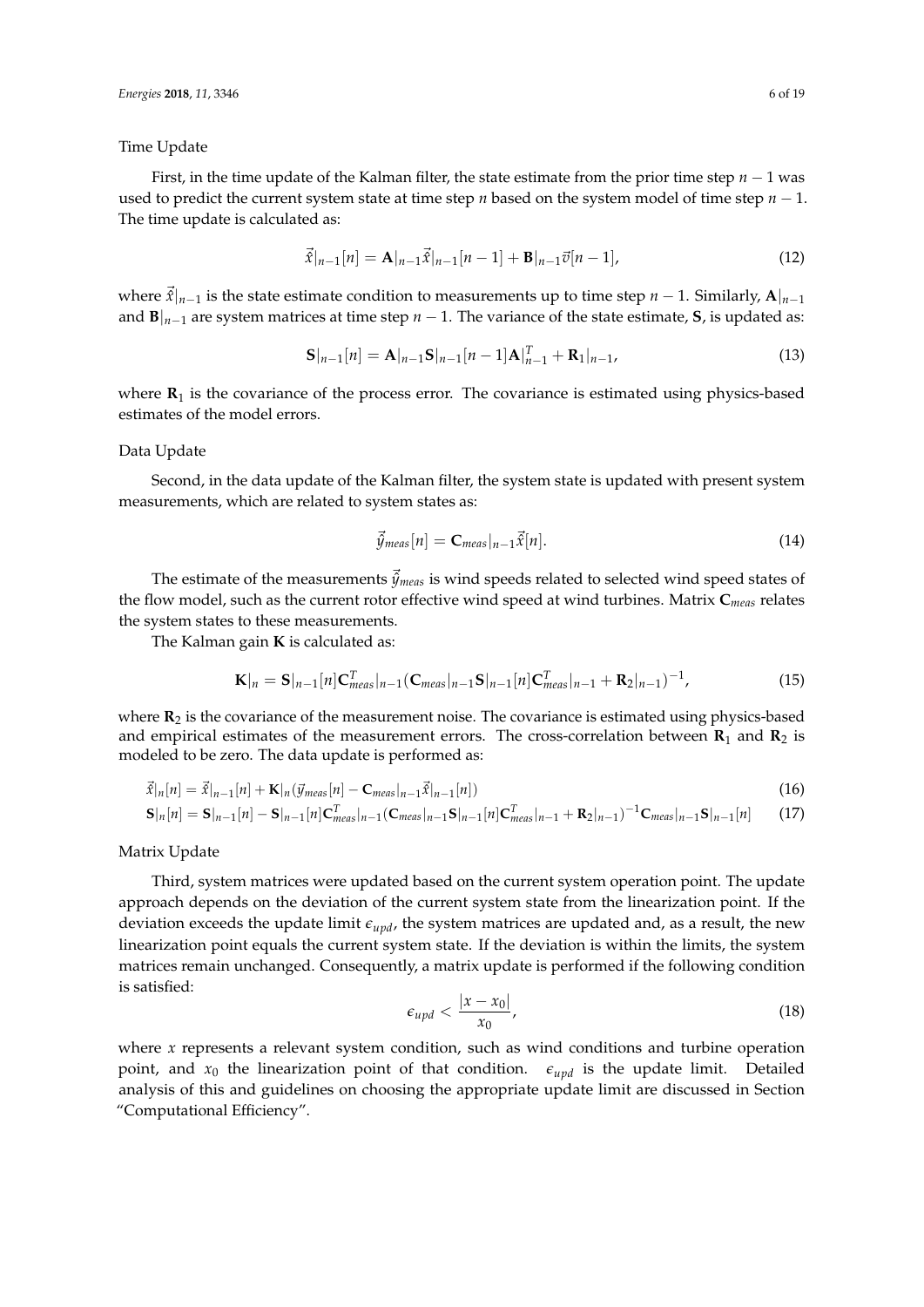Time Update

First, in the time update of the Kalman filter, the state estimate from the prior time step $n-1$ was used to predict the current system state at time step $n$ based on the system model of time step $n-1$. The time update is calculated as:

$$\vec{\hat{x}}|_{n-1}[n] = \mathbf{A}|_{n-1}\vec{\hat{x}}|_{n-1}[n-1] + \mathbf{B}|_{n-1}\vec{v}[n-1], \tag{12}$$

where $\vec{\hat{x}}|_{n-1}$ is the state estimate condition to measurements up to time step $n-1$. Similarly, $\mathbf{A}|_{n-1}$ and $\mathbf{B}|_{n-1}$ are system matrices at time step $n-1$. The variance of the state estimate, $\mathbf{S}$, is updated as:

$$\mathbf{S}|_{n-1}[n] = \mathbf{A}|_{n-1}\mathbf{S}|_{n-1}[n-1]\mathbf{A}|_{n-1}^{T} + \mathbf{R}_1|_{n-1}, \tag{13}$$

where $\mathbf{R}_1$ is the covariance of the process error. The covariance is estimated using physics-based estimates of the model errors.

Data Update

Second, in the data update of the Kalman filter, the system state is updated with present system measurements, which are related to system states as:

$$\vec{\hat{y}}_{meas}[n] = \mathbf{C}_{meas}|_{n-1}\vec{\hat{x}}[n]. \tag{14}$$

The estimate of the measurements $\vec{\hat{y}}_{meas}$ is wind speeds related to selected wind speed states of the flow model, such as the current rotor effective wind speed at wind turbines. Matrix $\mathbf{C}_{meas}$ relates the system states to these measurements.

The Kalman gain $\mathbf{K}$ is calculated as:

$$\mathbf{K}|_{n} = \mathbf{S}|_{n-1}[n]\mathbf{C}_{meas}^{T}|_{n-1}(\mathbf{C}_{meas}|_{n-1}\mathbf{S}|_{n-1}[n]\mathbf{C}_{meas}^{T}|_{n-1} + \mathbf{R}_2|_{n-1})^{-1}, \tag{15}$$

where $\mathbf{R}_2$ is the covariance of the measurement noise. The covariance is estimated using physics-based and empirical estimates of the measurement errors. The cross-correlation between $\mathbf{R}_1$ and $\mathbf{R}_2$ is modeled to be zero. The data update is performed as:

$$\vec{\hat{x}}|_{n}[n] = \vec{\hat{x}}|_{n-1}[n] + \mathbf{K}|_{n}(\vec{y}_{meas}[n] - \mathbf{C}_{meas}|_{n-1}\vec{\hat{x}}|_{n-1}[n]) \tag{16}$$

$$\mathbf{S}|_{n}[n] = \mathbf{S}|_{n-1}[n] - \mathbf{S}|_{n-1}[n]\mathbf{C}_{meas}^{T}|_{n-1}(\mathbf{C}_{meas}|_{n-1}\mathbf{S}|_{n-1}[n]\mathbf{C}_{meas}^{T}|_{n-1} + \mathbf{R}_2|_{n-1})^{-1}\mathbf{C}_{meas}|_{n-1}\mathbf{S}|_{n-1}[n] \tag{17}$$

Matrix Update

Third, system matrices were updated based on the current system operation point. The update approach depends on the deviation of the current system state from the linearization point. If the deviation exceeds the update limit $\epsilon_{upd}$, the system matrices are updated and, as a result, the new linearization point equals the current system state. If the deviation is within the limits, the system matrices remain unchanged. Consequently, a matrix update is performed if the following condition is satisfied:

$$\epsilon_{upd} < \frac{|x - x_0|}{x_0}, \tag{18}$$

where $x$ represents a relevant system condition, such as wind conditions and turbine operation point, and $x_0$ the linearization point of that condition. $\epsilon_{upd}$ is the update limit. Detailed analysis of this and guidelines on choosing the appropriate update limit are discussed in Section "Computational Efficiency".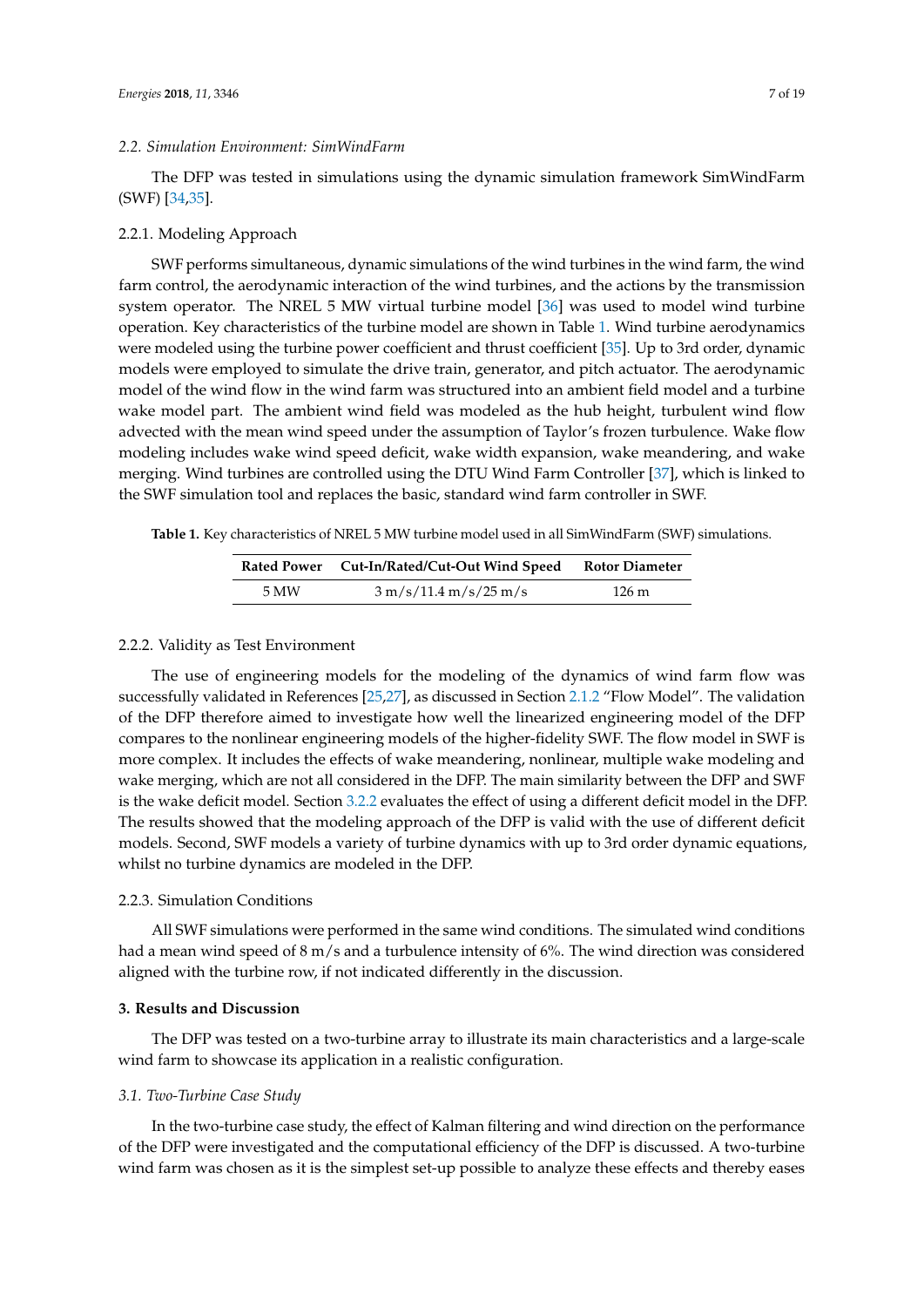### *2.2. Simulation Environment: SimWindFarm*

The DFP was tested in simulations using the dynamic simulation framework SimWindFarm (SWF) [34,35].

#### 2.2.1. Modeling Approach

SWF performs simultaneous, dynamic simulations of the wind turbines in the wind farm, the wind farm control, the aerodynamic interaction of the wind turbines, and the actions by the transmission system operator. The NREL 5 MW virtual turbine model [36] was used to model wind turbine operation. Key characteristics of the turbine model are shown in Table 1. Wind turbine aerodynamics were modeled using the turbine power coefficient and thrust coefficient [35]. Up to 3rd order, dynamic models were employed to simulate the drive train, generator, and pitch actuator. The aerodynamic model of the wind flow in the wind farm was structured into an ambient field model and a turbine wake model part. The ambient wind field was modeled as the hub height, turbulent wind flow advected with the mean wind speed under the assumption of Taylor's frozen turbulence. Wake flow modeling includes wake wind speed deficit, wake width expansion, wake meandering, and wake merging. Wind turbines are controlled using the DTU Wind Farm Controller [37], which is linked to the SWF simulation tool and replaces the basic, standard wind farm controller in SWF.

**Table 1.** Key characteristics of NREL 5 MW turbine model used in all SimWindFarm (SWF) simulations.

| Rated Power | Cut-In/Rated/Cut-Out Wind Speed | Rotor Diameter |
|---|---|---|
| 5 MW | 3 m/s/11.4 m/s/25 m/s | 126 m |

#### 2.2.2. Validity as Test Environment

The use of engineering models for the modeling of the dynamics of wind farm flow was successfully validated in References [25,27], as discussed in Section 2.1.2 "Flow Model". The validation of the DFP therefore aimed to investigate how well the linearized engineering model of the DFP compares to the nonlinear engineering models of the higher-fidelity SWF. The flow model in SWF is more complex. It includes the effects of wake meandering, nonlinear, multiple wake modeling and wake merging, which are not all considered in the DFP. The main similarity between the DFP and SWF is the wake deficit model. Section 3.2.2 evaluates the effect of using a different deficit model in the DFP. The results showed that the modeling approach of the DFP is valid with the use of different deficit models. Second, SWF models a variety of turbine dynamics with up to 3rd order dynamic equations, whilst no turbine dynamics are modeled in the DFP.

#### 2.2.3. Simulation Conditions

All SWF simulations were performed in the same wind conditions. The simulated wind conditions had a mean wind speed of 8 m/s and a turbulence intensity of 6%. The wind direction was considered aligned with the turbine row, if not indicated differently in the discussion.

## 3. Results and Discussion

The DFP was tested on a two-turbine array to illustrate its main characteristics and a large-scale wind farm to showcase its application in a realistic configuration.

### *3.1. Two-Turbine Case Study*

In the two-turbine case study, the effect of Kalman filtering and wind direction on the performance of the DFP were investigated and the computational efficiency of the DFP is discussed. A two-turbine wind farm was chosen as it is the simplest set-up possible to analyze these effects and thereby eases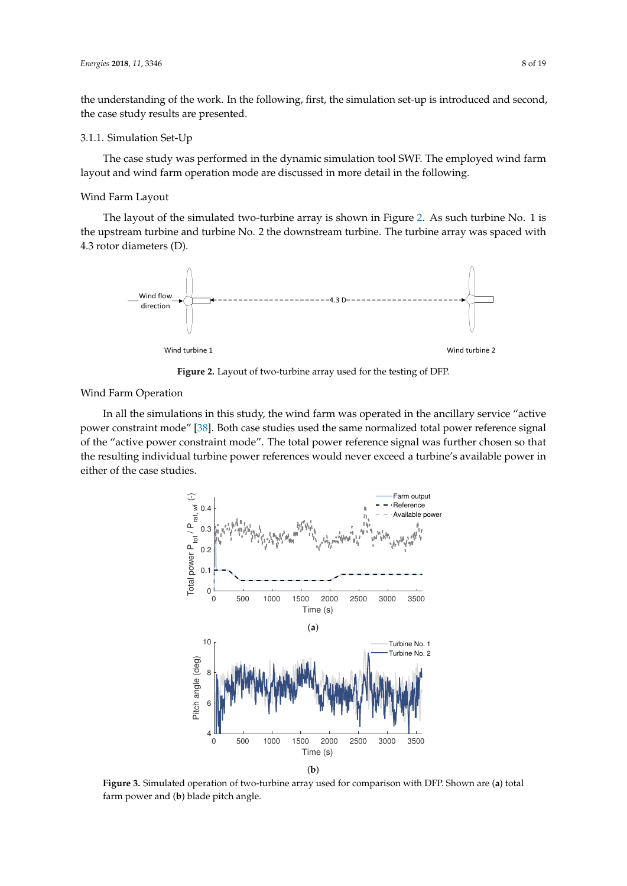the understanding of the work. In the following, first, the simulation set-up is introduced and second, the case study results are presented.

#### 3.1.1. Simulation Set-Up

The case study was performed in the dynamic simulation tool SWF. The employed wind farm layout and wind farm operation mode are discussed in more detail in the following.

##### Wind Farm Layout

The layout of the simulated two-turbine array is shown in Figure 2. As such turbine No. 1 is the upstream turbine and turbine No. 2 the downstream turbine. The turbine array was spaced with 4.3 rotor diameters (D).

**Figure 2.** Layout of two-turbine array used for the testing of DFP.

##### Wind Farm Operation

In all the simulations in this study, the wind farm was operated in the ancillary service "active power constraint mode" [38]. Both case studies used the same normalized total power reference signal of the "active power constraint mode". The total power reference signal was further chosen so that the resulting individual turbine power references would never exceed a turbine's available power in either of the case studies.

**Figure 3.** Simulated operation of two-turbine array used for comparison with DFP. Shown are (**a**) total farm power and (**b**) blade pitch angle.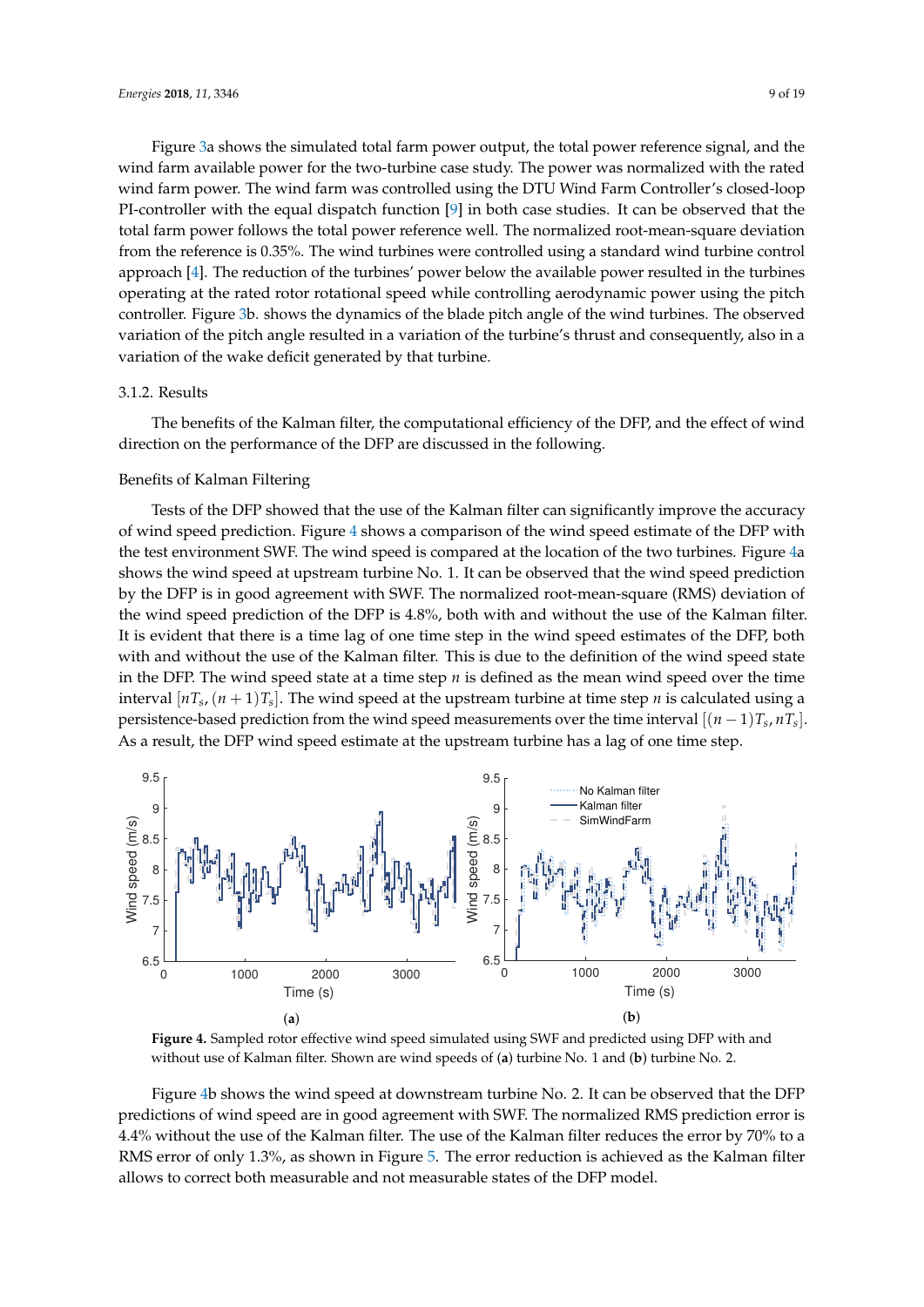Figure 3a shows the simulated total farm power output, the total power reference signal, and the wind farm available power for the two-turbine case study. The power was normalized with the rated wind farm power. The wind farm was controlled using the DTU Wind Farm Controller's closed-loop PI-controller with the equal dispatch function [9] in both case studies. It can be observed that the total farm power follows the total power reference well. The normalized root-mean-square deviation from the reference is 0.35%. The wind turbines were controlled using a standard wind turbine control approach [4]. The reduction of the turbines' power below the available power resulted in the turbines operating at the rated rotor rotational speed while controlling aerodynamic power using the pitch controller. Figure 3b. shows the dynamics of the blade pitch angle of the wind turbines. The observed variation of the pitch angle resulted in a variation of the turbine's thrust and consequently, also in a variation of the wake deficit generated by that turbine.

### 3.1.2. Results

The benefits of the Kalman filter, the computational efficiency of the DFP, and the effect of wind direction on the performance of the DFP are discussed in the following.

#### Benefits of Kalman Filtering

Tests of the DFP showed that the use of the Kalman filter can significantly improve the accuracy of wind speed prediction. Figure 4 shows a comparison of the wind speed estimate of the DFP with the test environment SWF. The wind speed is compared at the location of the two turbines. Figure 4a shows the wind speed at upstream turbine No. 1. It can be observed that the wind speed prediction by the DFP is in good agreement with SWF. The normalized root-mean-square (RMS) deviation of the wind speed prediction of the DFP is 4.8%, both with and without the use of the Kalman filter. It is evident that there is a time lag of one time step in the wind speed estimates of the DFP, both with and without the use of the Kalman filter. This is due to the definition of the wind speed state in the DFP. The wind speed state at a time step $n$ is defined as the mean wind speed over the time interval $[nT_s, (n+1)T_s]$. The wind speed at the upstream turbine at time step $n$ is calculated using a persistence-based prediction from the wind speed measurements over the time interval $[(n-1)T_s, nT_s]$. As a result, the DFP wind speed estimate at the upstream turbine has a lag of one time step.

**Figure 4.** Sampled rotor effective wind speed simulated using SWF and predicted using DFP with and without use of Kalman filter. Shown are wind speeds of (**a**) turbine No. 1 and (**b**) turbine No. 2.

Figure 4b shows the wind speed at downstream turbine No. 2. It can be observed that the DFP predictions of wind speed are in good agreement with SWF. The normalized RMS prediction error is 4.4% without the use of the Kalman filter. The use of the Kalman filter reduces the error by 70% to a RMS error of only 1.3%, as shown in Figure 5. The error reduction is achieved as the Kalman filter allows to correct both measurable and not measurable states of the DFP model.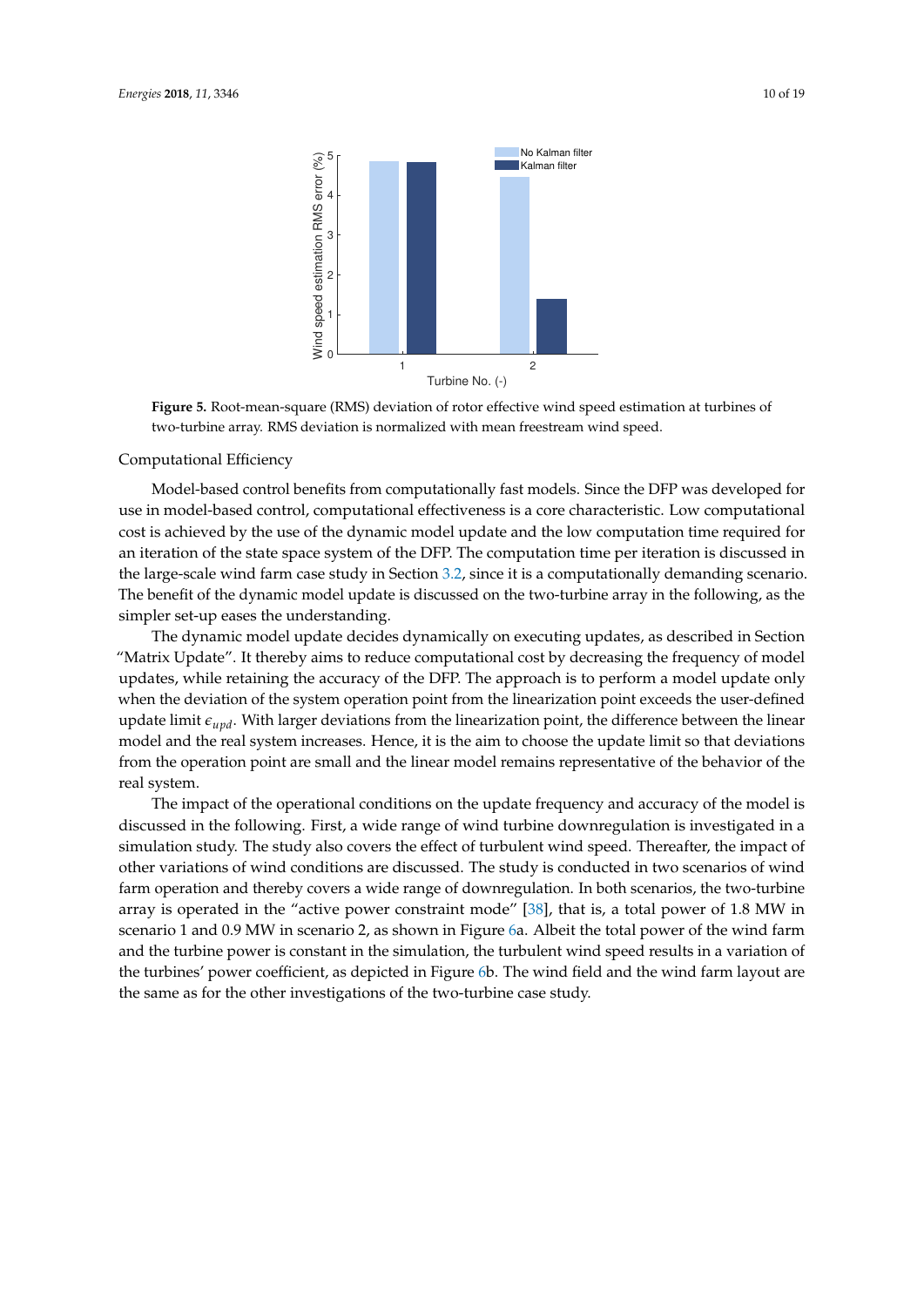**Figure 5.** Root-mean-square (RMS) deviation of rotor effective wind speed estimation at turbines of two-turbine array. RMS deviation is normalized with mean freestream wind speed.

Computational Efficiency

Model-based control benefits from computationally fast models. Since the DFP was developed for use in model-based control, computational effectiveness is a core characteristic. Low computational cost is achieved by the use of the dynamic model update and the low computation time required for an iteration of the state space system of the DFP. The computation time per iteration is discussed in the large-scale wind farm case study in Section 3.2, since it is a computationally demanding scenario. The benefit of the dynamic model update is discussed on the two-turbine array in the following, as the simpler set-up eases the understanding.

The dynamic model update decides dynamically on executing updates, as described in Section "Matrix Update". It thereby aims to reduce computational cost by decreasing the frequency of model updates, while retaining the accuracy of the DFP. The approach is to perform a model update only when the deviation of the system operation point from the linearization point exceeds the user-defined update limit $\epsilon_{upd}$. With larger deviations from the linearization point, the difference between the linear model and the real system increases. Hence, it is the aim to choose the update limit so that deviations from the operation point are small and the linear model remains representative of the behavior of the real system.

The impact of the operational conditions on the update frequency and accuracy of the model is discussed in the following. First, a wide range of wind turbine downregulation is investigated in a simulation study. The study also covers the effect of turbulent wind speed. Thereafter, the impact of other variations of wind conditions are discussed. The study is conducted in two scenarios of wind farm operation and thereby covers a wide range of downregulation. In both scenarios, the two-turbine array is operated in the "active power constraint mode" [38], that is, a total power of 1.8 MW in scenario 1 and 0.9 MW in scenario 2, as shown in Figure 6a. Albeit the total power of the wind farm and the turbine power is constant in the simulation, the turbulent wind speed results in a variation of the turbines' power coefficient, as depicted in Figure 6b. The wind field and the wind farm layout are the same as for the other investigations of the two-turbine case study.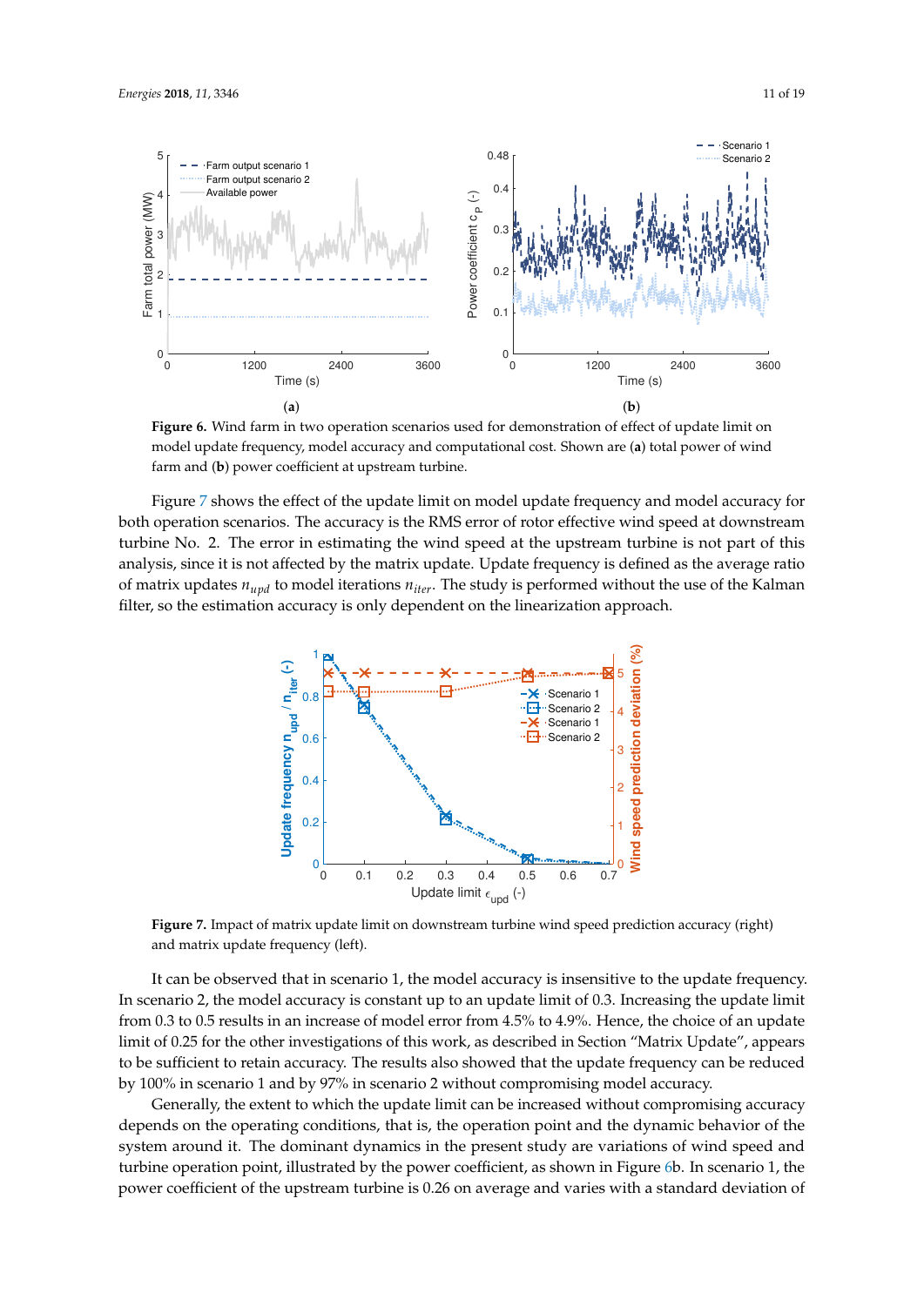**Figure 6.** Wind farm in two operation scenarios used for demonstration of effect of update limit on model update frequency, model accuracy and computational cost. Shown are (**a**) total power of wind farm and (**b**) power coefficient at upstream turbine.

Figure 7 shows the effect of the update limit on model update frequency and model accuracy for both operation scenarios. The accuracy is the RMS error of rotor effective wind speed at downstream turbine No. 2. The error in estimating the wind speed at the upstream turbine is not part of this analysis, since it is not affected by the matrix update. Update frequency is defined as the average ratio of matrix updates $n_{upd}$ to model iterations $n_{iter}$. The study is performed without the use of the Kalman filter, so the estimation accuracy is only dependent on the linearization approach.

**Figure 7.** Impact of matrix update limit on downstream turbine wind speed prediction accuracy (right) and matrix update frequency (left).

It can be observed that in scenario 1, the model accuracy is insensitive to the update frequency. In scenario 2, the model accuracy is constant up to an update limit of 0.3. Increasing the update limit from 0.3 to 0.5 results in an increase of model error from 4.5% to 4.9%. Hence, the choice of an update limit of 0.25 for the other investigations of this work, as described in Section "Matrix Update", appears to be sufficient to retain accuracy. The results also showed that the update frequency can be reduced by 100% in scenario 1 and by 97% in scenario 2 without compromising model accuracy.

Generally, the extent to which the update limit can be increased without compromising accuracy depends on the operating conditions, that is, the operation point and the dynamic behavior of the system around it. The dominant dynamics in the present study are variations of wind speed and turbine operation point, illustrated by the power coefficient, as shown in Figure 6b. In scenario 1, the power coefficient of the upstream turbine is 0.26 on average and varies with a standard deviation of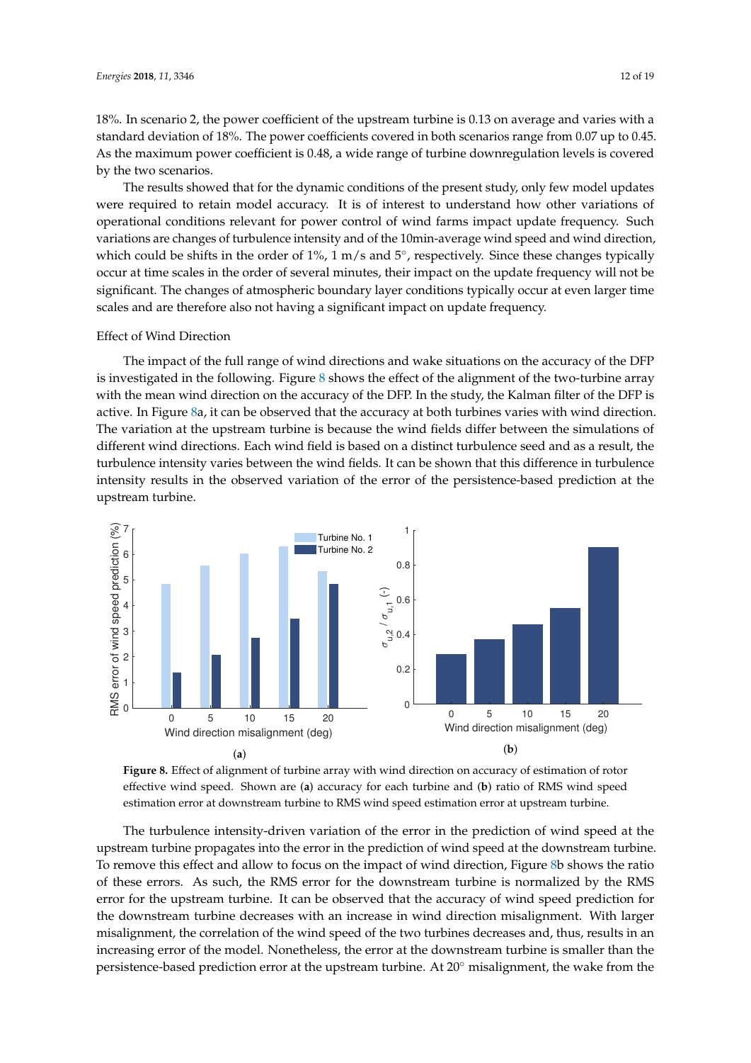18%. In scenario 2, the power coefficient of the upstream turbine is 0.13 on average and varies with a standard deviation of 18%. The power coefficients covered in both scenarios range from 0.07 up to 0.45. As the maximum power coefficient is 0.48, a wide range of turbine downregulation levels is covered by the two scenarios.

The results showed that for the dynamic conditions of the present study, only few model updates were required to retain model accuracy. It is of interest to understand how other variations of operational conditions relevant for power control of wind farms impact update frequency. Such variations are changes of turbulence intensity and of the 10min-average wind speed and wind direction, which could be shifts in the order of 1%, 1 m/s and 5°, respectively. Since these changes typically occur at time scales in the order of several minutes, their impact on the update frequency will not be significant. The changes of atmospheric boundary layer conditions typically occur at even larger time scales and are therefore also not having a significant impact on update frequency.

Effect of Wind Direction

The impact of the full range of wind directions and wake situations on the accuracy of the DFP is investigated in the following. Figure 8 shows the effect of the alignment of the two-turbine array with the mean wind direction on the accuracy of the DFP. In the study, the Kalman filter of the DFP is active. In Figure 8a, it can be observed that the accuracy at both turbines varies with wind direction. The variation at the upstream turbine is because the wind fields differ between the simulations of different wind directions. Each wind field is based on a distinct turbulence seed and as a result, the turbulence intensity varies between the wind fields. It can be shown that this difference in turbulence intensity results in the observed variation of the error of the persistence-based prediction at the upstream turbine.

**Figure 8.** Effect of alignment of turbine array with wind direction on accuracy of estimation of rotor effective wind speed. Shown are (**a**) accuracy for each turbine and (**b**) ratio of RMS wind speed estimation error at downstream turbine to RMS wind speed estimation error at upstream turbine.

The turbulence intensity-driven variation of the error in the prediction of wind speed at the upstream turbine propagates into the error in the prediction of wind speed at the downstream turbine. To remove this effect and allow to focus on the impact of wind direction, Figure 8b shows the ratio of these errors. As such, the RMS error for the downstream turbine is normalized by the RMS error for the upstream turbine. It can be observed that the accuracy of wind speed prediction for the downstream turbine decreases with an increase in wind direction misalignment. With larger misalignment, the correlation of the wind speed of the two turbines decreases and, thus, results in an increasing error of the model. Nonetheless, the error at the downstream turbine is smaller than the persistence-based prediction error at the upstream turbine. At 20° misalignment, the wake from the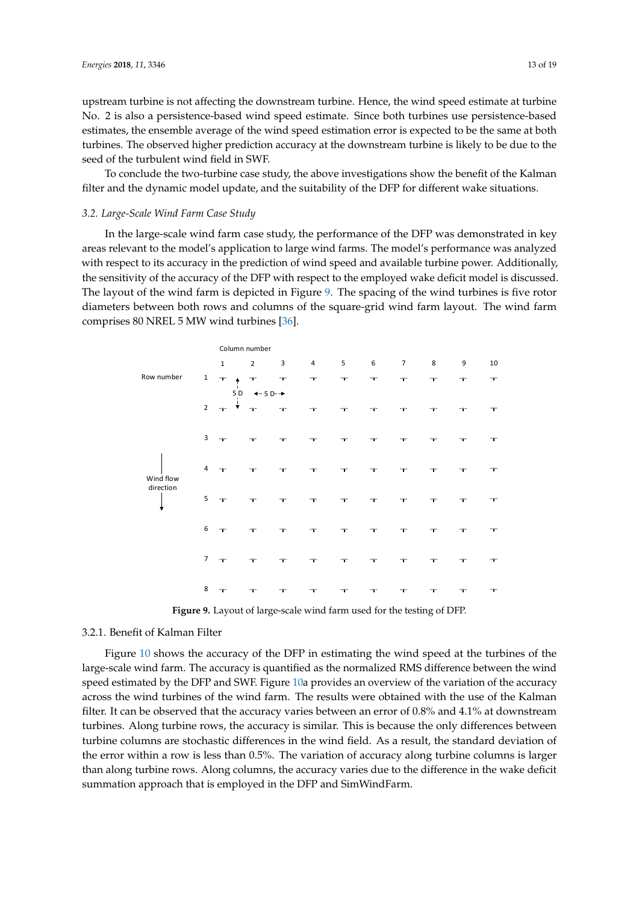upstream turbine is not affecting the downstream turbine. Hence, the wind speed estimate at turbine No. 2 is also a persistence-based wind speed estimate. Since both turbines use persistence-based estimates, the ensemble average of the wind speed estimation error is expected to be the same at both turbines. The observed higher prediction accuracy at the downstream turbine is likely to be due to the seed of the turbulent wind field in SWF.

To conclude the two-turbine case study, the above investigations show the benefit of the Kalman filter and the dynamic model update, and the suitability of the DFP for different wake situations.

### *3.2. Large-Scale Wind Farm Case Study*

In the large-scale wind farm case study, the performance of the DFP was demonstrated in key areas relevant to the model's application to large wind farms. The model's performance was analyzed with respect to its accuracy in the prediction of wind speed and available turbine power. Additionally, the sensitivity of the accuracy of the DFP with respect to the employed wake deficit model is discussed. The layout of the wind farm is depicted in Figure 9. The spacing of the wind turbines is five rotor diameters between both rows and columns of the square-grid wind farm layout. The wind farm comprises 80 NREL 5 MW wind turbines [36].

**Figure 9.** Layout of large-scale wind farm used for the testing of DFP.

#### 3.2.1. Benefit of Kalman Filter

Figure 10 shows the accuracy of the DFP in estimating the wind speed at the turbines of the large-scale wind farm. The accuracy is quantified as the normalized RMS difference between the wind speed estimated by the DFP and SWF. Figure 10a provides an overview of the variation of the accuracy across the wind turbines of the wind farm. The results were obtained with the use of the Kalman filter. It can be observed that the accuracy varies between an error of 0.8% and 4.1% at downstream turbines. Along turbine rows, the accuracy is similar. This is because the only differences between turbine columns are stochastic differences in the wind field. As a result, the standard deviation of the error within a row is less than 0.5%. The variation of accuracy along turbine columns is larger than along turbine rows. Along columns, the accuracy varies due to the difference in the wake deficit summation approach that is employed in the DFP and SimWindFarm.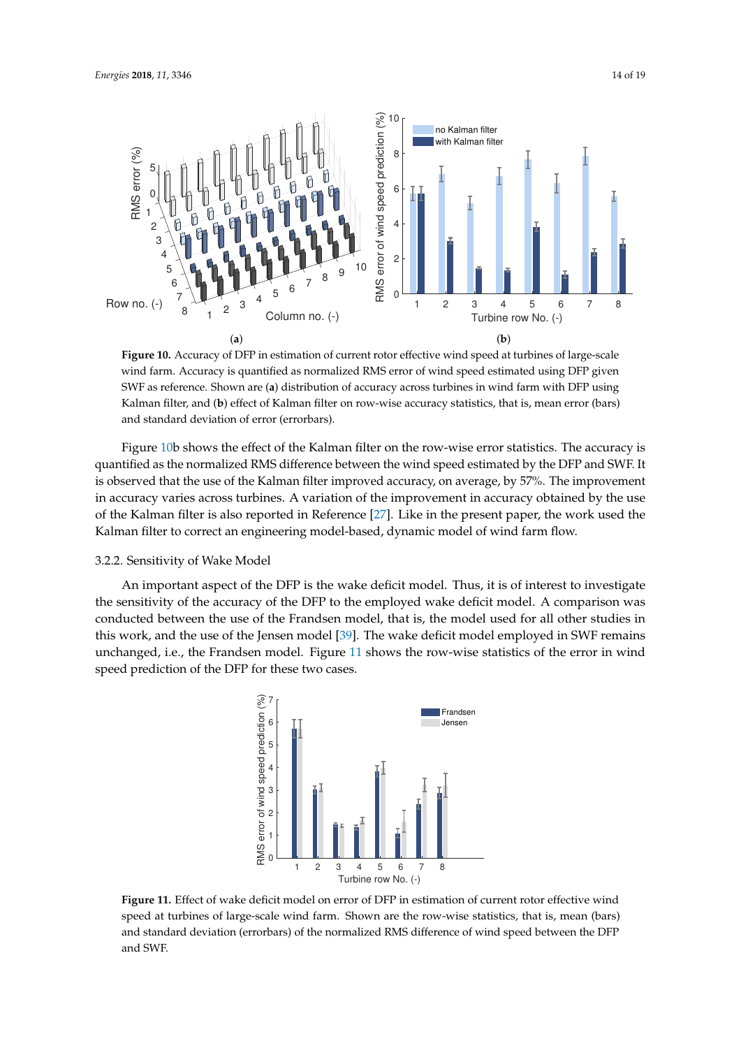**Figure 10.** Accuracy of DFP in estimation of current rotor effective wind speed at turbines of large-scale wind farm. Accuracy is quantified as normalized RMS error of wind speed estimated using DFP given SWF as reference. Shown are (**a**) distribution of accuracy across turbines in wind farm with DFP using Kalman filter, and (**b**) effect of Kalman filter on row-wise accuracy statistics, that is, mean error (bars) and standard deviation of error (errorbars).

Figure 10b shows the effect of the Kalman filter on the row-wise error statistics. The accuracy is quantified as the normalized RMS difference between the wind speed estimated by the DFP and SWF. It is observed that the use of the Kalman filter improved accuracy, on average, by 57%. The improvement in accuracy varies across turbines. A variation of the improvement in accuracy obtained by the use of the Kalman filter is also reported in Reference [27]. Like in the present paper, the work used the Kalman filter to correct an engineering model-based, dynamic model of wind farm flow.

### 3.2.2. Sensitivity of Wake Model

An important aspect of the DFP is the wake deficit model. Thus, it is of interest to investigate the sensitivity of the accuracy of the DFP to the employed wake deficit model. A comparison was conducted between the use of the Frandsen model, that is, the model used for all other studies in this work, and the use of the Jensen model [39]. The wake deficit model employed in SWF remains unchanged, i.e., the Frandsen model. Figure 11 shows the row-wise statistics of the error in wind speed prediction of the DFP for these two cases.

**Figure 11.** Effect of wake deficit model on error of DFP in estimation of current rotor effective wind speed at turbines of large-scale wind farm. Shown are the row-wise statistics, that is, mean (bars) and standard deviation (errorbars) of the normalized RMS difference of wind speed between the DFP and SWF.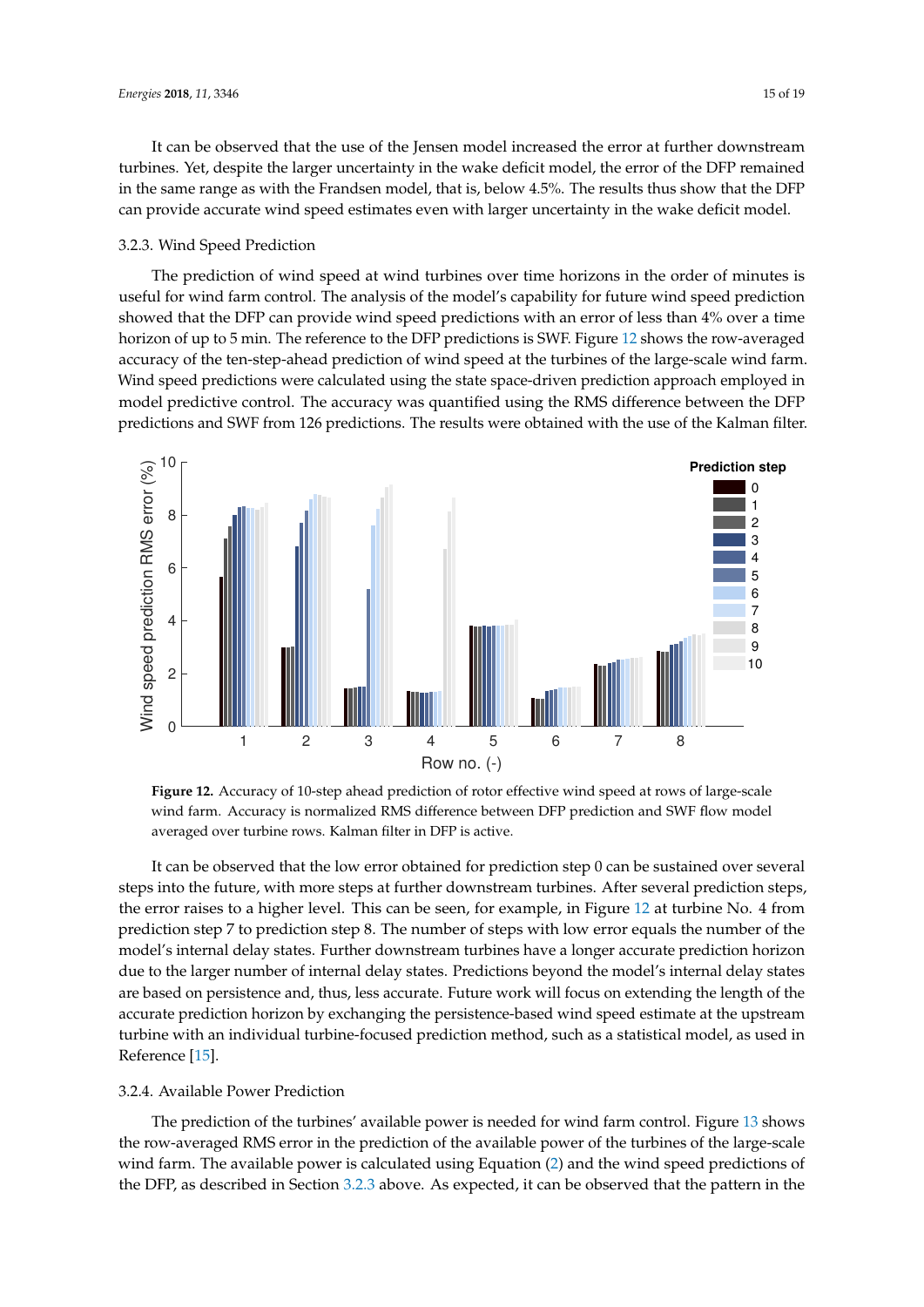It can be observed that the use of the Jensen model increased the error at further downstream turbines. Yet, despite the larger uncertainty in the wake deficit model, the error of the DFP remained in the same range as with the Frandsen model, that is, below 4.5%. The results thus show that the DFP can provide accurate wind speed estimates even with larger uncertainty in the wake deficit model.

### 3.2.3. Wind Speed Prediction

The prediction of wind speed at wind turbines over time horizons in the order of minutes is useful for wind farm control. The analysis of the model's capability for future wind speed prediction showed that the DFP can provide wind speed predictions with an error of less than 4% over a time horizon of up to 5 min. The reference to the DFP predictions is SWF. Figure 12 shows the row-averaged accuracy of the ten-step-ahead prediction of wind speed at the turbines of the large-scale wind farm. Wind speed predictions were calculated using the state space-driven prediction approach employed in model predictive control. The accuracy was quantified using the RMS difference between the DFP predictions and SWF from 126 predictions. The results were obtained with the use of the Kalman filter.

**Figure 12.** Accuracy of 10-step ahead prediction of rotor effective wind speed at rows of large-scale wind farm. Accuracy is normalized RMS difference between DFP prediction and SWF flow model averaged over turbine rows. Kalman filter in DFP is active.

It can be observed that the low error obtained for prediction step 0 can be sustained over several steps into the future, with more steps at further downstream turbines. After several prediction steps, the error raises to a higher level. This can be seen, for example, in Figure 12 at turbine No. 4 from prediction step 7 to prediction step 8. The number of steps with low error equals the number of the model's internal delay states. Further downstream turbines have a longer accurate prediction horizon due to the larger number of internal delay states. Predictions beyond the model's internal delay states are based on persistence and, thus, less accurate. Future work will focus on extending the length of the accurate prediction horizon by exchanging the persistence-based wind speed estimate at the upstream turbine with an individual turbine-focused prediction method, such as a statistical model, as used in Reference [15].

### 3.2.4. Available Power Prediction

The prediction of the turbines' available power is needed for wind farm control. Figure 13 shows the row-averaged RMS error in the prediction of the available power of the turbines of the large-scale wind farm. The available power is calculated using Equation (2) and the wind speed predictions of the DFP, as described in Section 3.2.3 above. As expected, it can be observed that the pattern in the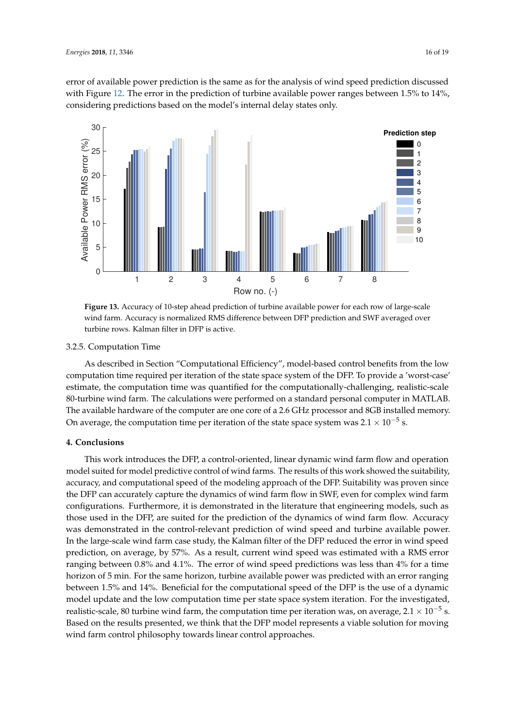error of available power prediction is the same as for the analysis of wind speed prediction discussed with Figure 12. The error in the prediction of turbine available power ranges between 1.5% to 14%, considering predictions based on the model's internal delay states only.

**Figure 13.** Accuracy of 10-step ahead prediction of turbine available power for each row of large-scale wind farm. Accuracy is normalized RMS difference between DFP prediction and SWF averaged over turbine rows. Kalman filter in DFP is active.

### 3.2.5. Computation Time

As described in Section "Computational Efficiency", model-based control benefits from the low computation time required per iteration of the state space system of the DFP. To provide a 'worst-case' estimate, the computation time was quantified for the computationally-challenging, realistic-scale 80-turbine wind farm. The calculations were performed on a standard personal computer in MATLAB. The available hardware of the computer are one core of a 2.6 GHz processor and 8GB installed memory. On average, the computation time per iteration of the state space system was $2.1 \times 10^{-5}$ s.

## 4. Conclusions

This work introduces the DFP, a control-oriented, linear dynamic wind farm flow and operation model suited for model predictive control of wind farms. The results of this work showed the suitability, accuracy, and computational speed of the modeling approach of the DFP. Suitability was proven since the DFP can accurately capture the dynamics of wind farm flow in SWF, even for complex wind farm configurations. Furthermore, it is demonstrated in the literature that engineering models, such as those used in the DFP, are suited for the prediction of the dynamics of wind farm flow. Accuracy was demonstrated in the control-relevant prediction of wind speed and turbine available power. In the large-scale wind farm case study, the Kalman filter of the DFP reduced the error in wind speed prediction, on average, by 57%. As a result, current wind speed was estimated with a RMS error ranging between 0.8% and 4.1%. The error of wind speed predictions was less than 4% for a time horizon of 5 min. For the same horizon, turbine available power was predicted with an error ranging between 1.5% and 14%. Beneficial for the computational speed of the DFP is the use of a dynamic model update and the low computation time per state space system iteration. For the investigated, realistic-scale, 80 turbine wind farm, the computation time per iteration was, on average, $2.1 \times 10^{-5}$ s. Based on the results presented, we think that the DFP model represents a viable solution for moving wind farm control philosophy towards linear control approaches.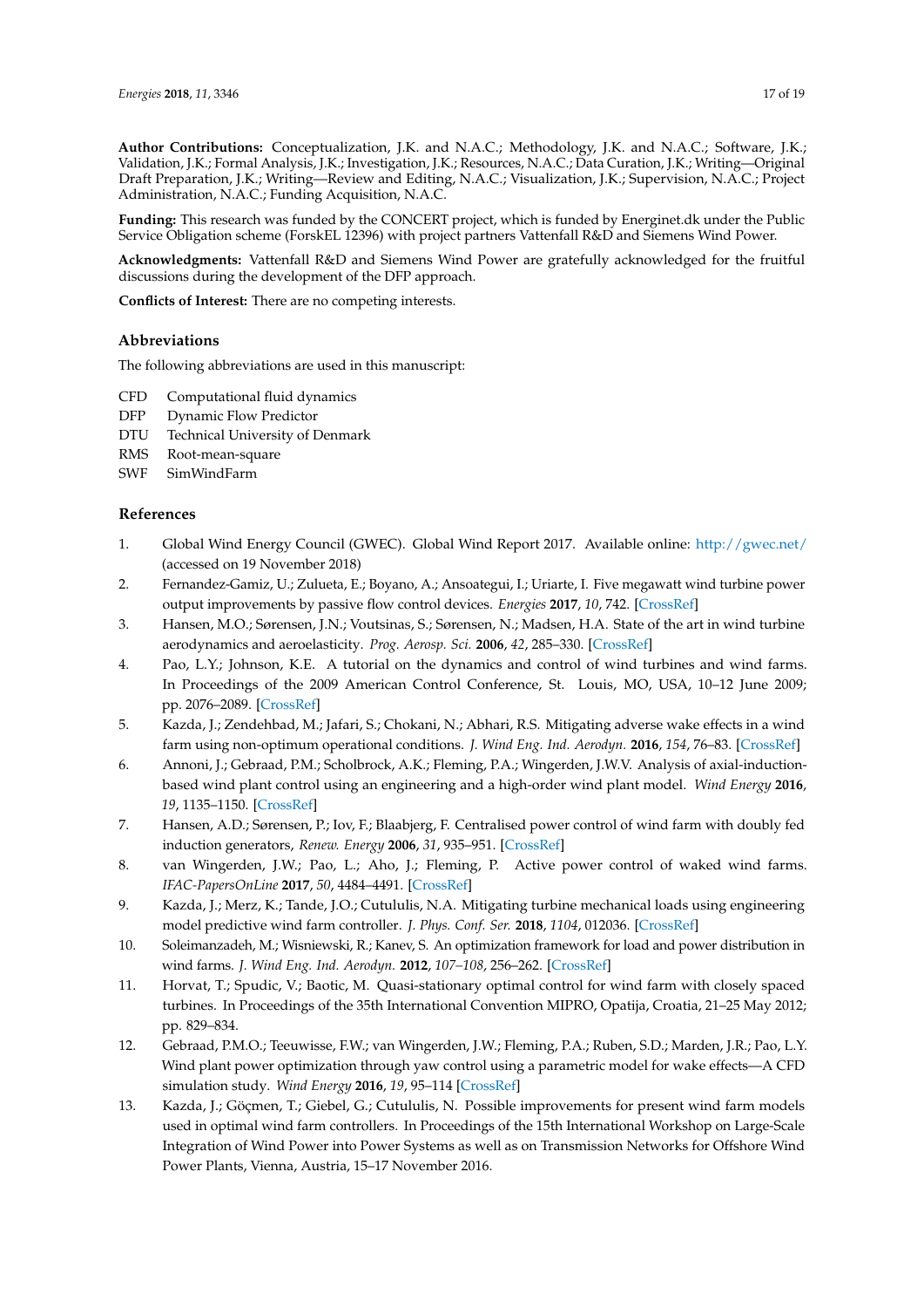**Author Contributions:** Conceptualization, J.K. and N.A.C.; Methodology, J.K. and N.A.C.; Software, J.K.; Validation, J.K.; Formal Analysis, J.K.; Investigation, J.K.; Resources, N.A.C.; Data Curation, J.K.; Writing—Original Draft Preparation, J.K.; Writing—Review and Editing, N.A.C.; Visualization, J.K.; Supervision, N.A.C.; Project Administration, N.A.C.; Funding Acquisition, N.A.C.

**Funding:** This research was funded by the CONCERT project, which is funded by Energinet.dk under the Public Service Obligation scheme (ForskEL 12396) with project partners Vattenfall R&D and Siemens Wind Power.

**Acknowledgments:** Vattenfall R&D and Siemens Wind Power are gratefully acknowledged for the fruitful discussions during the development of the DFP approach.

**Conflicts of Interest:** There are no competing interests.

## Abbreviations

The following abbreviations are used in this manuscript:

| | |
|---|---|
| CFD | Computational fluid dynamics |
| DFP | Dynamic Flow Predictor |
| DTU | Technical University of Denmark |
| RMS | Root-mean-square |
| SWF | SimWindFarm |

## References

1. Global Wind Energy Council (GWEC). Global Wind Report 2017. Available online: http://gwec.net/ (accessed on 19 November 2018)
2. Fernandez-Gamiz, U.; Zulueta, E.; Boyano, A.; Ansoategui, I.; Uriarte, I. Five megawatt wind turbine power output improvements by passive flow control devices. *Energies* **2017**, *10*, 742. [CrossRef]
3. Hansen, M.O.; Sørensen, J.N.; Voutsinas, S.; Sørensen, N.; Madsen, H.A. State of the art in wind turbine aerodynamics and aeroelasticity. *Prog. Aerosp. Sci.* **2006**, *42*, 285–330. [CrossRef]
4. Pao, L.Y.; Johnson, K.E. A tutorial on the dynamics and control of wind turbines and wind farms. In Proceedings of the 2009 American Control Conference, St. Louis, MO, USA, 10–12 June 2009; pp. 2076–2089. [CrossRef]
5. Kazda, J.; Zendehbad, M.; Jafari, S.; Chokani, N.; Abhari, R.S. Mitigating adverse wake effects in a wind farm using non-optimum operational conditions. *J. Wind Eng. Ind. Aerodyn.* **2016**, *154*, 76–83. [CrossRef]
6. Annoni, J.; Gebraad, P.M.; Scholbrock, A.K.; Fleming, P.A.; Wingerden, J.W.V. Analysis of axial-induction-based wind plant control using an engineering and a high-order wind plant model. *Wind Energy* **2016**, *19*, 1135–1150. [CrossRef]
7. Hansen, A.D.; Sørensen, P.; Iov, F.; Blaabjerg, F. Centralised power control of wind farm with doubly fed induction generators, *Renew. Energy* **2006**, *31*, 935–951. [CrossRef]
8. van Wingerden, J.W.; Pao, L.; Aho, J.; Fleming, P. Active power control of waked wind farms. *IFAC-PapersOnLine* **2017**, *50*, 4484–4491. [CrossRef]
9. Kazda, J.; Merz, K.; Tande, J.O.; Cutululis, N.A. Mitigating turbine mechanical loads using engineering model predictive wind farm controller. *J. Phys. Conf. Ser.* **2018**, *1104*, 012036. [CrossRef]
10. Soleimanzadeh, M.; Wisniewski, R.; Kanev, S. An optimization framework for load and power distribution in wind farms. *J. Wind Eng. Ind. Aerodyn.* **2012**, *107–108*, 256–262. [CrossRef]
11. Horvat, T.; Spudic, V.; Baotic, M. Quasi-stationary optimal control for wind farm with closely spaced turbines. In Proceedings of the 35th International Convention MIPRO, Opatija, Croatia, 21–25 May 2012; pp. 829–834.
12. Gebraad, P.M.O.; Teeuwisse, F.W.; van Wingerden, J.W.; Fleming, P.A.; Ruben, S.D.; Marden, J.R.; Pao, L.Y. Wind plant power optimization through yaw control using a parametric model for wake effects—A CFD simulation study. *Wind Energy* **2016**, *19*, 95–114 [CrossRef]
13. Kazda, J.; Göçmen, T.; Giebel, G.; Cutululis, N. Possible improvements for present wind farm models used in optimal wind farm controllers. In Proceedings of the 15th International Workshop on Large-Scale Integration of Wind Power into Power Systems as well as on Transmission Networks for Offshore Wind Power Plants, Vienna, Austria, 15–17 November 2016.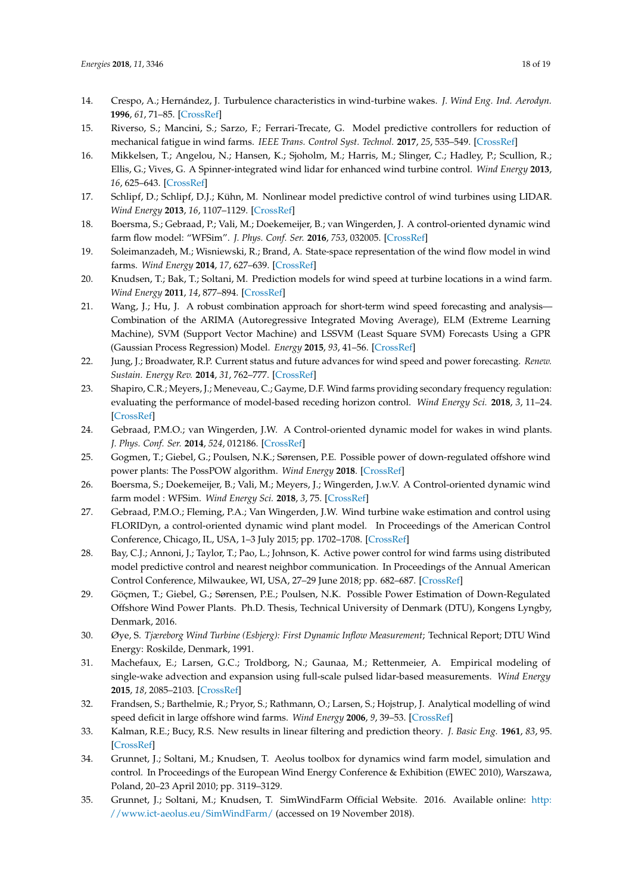14. Crespo, A.; Hernández, J. Turbulence characteristics in wind-turbine wakes. *J. Wind Eng. Ind. Aerodyn.* **1996**, *61*, 71–85. [CrossRef]
15. Riverso, S.; Mancini, S.; Sarzo, F.; Ferrari-Trecate, G. Model predictive controllers for reduction of mechanical fatigue in wind farms. *IEEE Trans. Control Syst. Technol.* **2017**, *25*, 535–549. [CrossRef]
16. Mikkelsen, T.; Angelou, N.; Hansen, K.; Sjoholm, M.; Harris, M.; Slinger, C.; Hadley, P.; Scullion, R.; Ellis, G.; Vives, G. A Spinner-integrated wind lidar for enhanced wind turbine control. *Wind Energy* **2013**, *16*, 625–643. [CrossRef]
17. Schlipf, D.; Schlipf, D.J.; Kühn, M. Nonlinear model predictive control of wind turbines using LIDAR. *Wind Energy* **2013**, *16*, 1107–1129. [CrossRef]
18. Boersma, S.; Gebraad, P.; Vali, M.; Doekemeijer, B.; van Wingerden, J. A control-oriented dynamic wind farm flow model: "WFSim". *J. Phys. Conf. Ser.* **2016**, *753*, 032005. [CrossRef]
19. Soleimanzadeh, M.; Wisniewski, R.; Brand, A. State-space representation of the wind flow model in wind farms. *Wind Energy* **2014**, *17*, 627–639. [CrossRef]
20. Knudsen, T.; Bak, T.; Soltani, M. Prediction models for wind speed at turbine locations in a wind farm. *Wind Energy* **2011**, *14*, 877–894. [CrossRef]
21. Wang, J.; Hu, J. A robust combination approach for short-term wind speed forecasting and analysis—Combination of the ARIMA (Autoregressive Integrated Moving Average), ELM (Extreme Learning Machine), SVM (Support Vector Machine) and LSSVM (Least Square SVM) Forecasts Using a GPR (Gaussian Process Regression) Model. *Energy* **2015**, *93*, 41–56. [CrossRef]
22. Jung, J.; Broadwater, R.P. Current status and future advances for wind speed and power forecasting. *Renew. Sustain. Energy Rev.* **2014**, *31*, 762–777. [CrossRef]
23. Shapiro, C.R.; Meyers, J.; Meneveau, C.; Gayme, D.F. Wind farms providing secondary frequency regulation: evaluating the performance of model-based receding horizon control. *Wind Energy Sci.* **2018**, *3*, 11–24. [CrossRef]
24. Gebraad, P.M.O.; van Wingerden, J.W. A Control-oriented dynamic model for wakes in wind plants. *J. Phys. Conf. Ser.* **2014**, *524*, 012186. [CrossRef]
25. Gogmen, T.; Giebel, G.; Poulsen, N.K.; Sørensen, P.E. Possible power of down-regulated offshore wind power plants: The PossPOW algorithm. *Wind Energy* **2018**. [CrossRef]
26. Boersma, S.; Doekemeijer, B.; Vali, M.; Meyers, J.; Wingerden, J.w.V. A Control-oriented wind farm model : WFSim. *Wind Energy Sci.* **2018**, *3*, 75. [CrossRef]
27. Gebraad, P.M.O.; Fleming, P.A.; Van Wingerden, J.W. Wind turbine wake estimation and control using FLORIDyn, a control-oriented dynamic wind plant model. In Proceedings of the American Control Conference, Chicago, IL, USA, 1–3 July 2015; pp. 1702–1708. [CrossRef]
28. Bay, C.J.; Annoni, J.; Taylor, T.; Pao, L.; Johnson, K. Active power control for wind farms using distributed model predictive control and nearest neighbor communication. In Proceedings of the Annual American Control Conference, Milwaukee, WI, USA, 27–29 June 2018; pp. 682–687. [CrossRef]
29. Göçmen, T.; Giebel, G.; Sørensen, P.E.; Poulsen, N.K. Possible Power Estimation of Down-Regulated Offshore Wind Power Plants. Ph.D. Thesis, Technical University of Denmark (DTU), Kongens Lyngby, Denmark, 2016.
30. Øye, S. *Tjæreborg Wind Turbine (Esbjerg): First Dynamic Inflow Measurement*; Technical Report; DTU Wind Energy: Roskilde, Denmark, 1991.
31. Machefaux, E.; Larsen, G.C.; Troldborg, N.; Gaunaa, M.; Rettenmeier, A. Empirical modeling of single-wake advection and expansion using full-scale pulsed lidar-based measurements. *Wind Energy* **2015**, *18*, 2085–2103. [CrossRef]
32. Frandsen, S.; Barthelmie, R.; Pryor, S.; Rathmann, O.; Larsen, S.; Hojstrup, J. Analytical modelling of wind speed deficit in large offshore wind farms. *Wind Energy* **2006**, *9*, 39–53. [CrossRef]
33. Kalman, R.E.; Bucy, R.S. New results in linear filtering and prediction theory. *J. Basic Eng.* **1961**, *83*, 95. [CrossRef]
34. Grunnet, J.; Soltani, M.; Knudsen, T. Aeolus toolbox for dynamics wind farm model, simulation and control. In Proceedings of the European Wind Energy Conference & Exhibition (EWEC 2010), Warszawa, Poland, 20–23 April 2010; pp. 3119–3129.
35. Grunnet, J.; Soltani, M.; Knudsen, T. SimWindFarm Official Website. 2016. Available online: http://www.ict-aeolus.eu/SimWindFarm/ (accessed on 19 November 2018).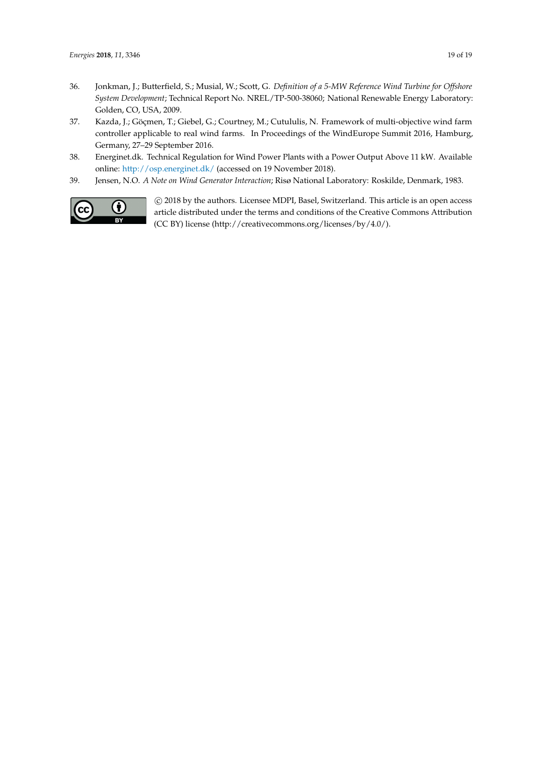36. Jonkman, J.; Butterfield, S.; Musial, W.; Scott, G. *Definition of a 5-MW Reference Wind Turbine for Offshore System Development*; Technical Report No. NREL/TP-500-38060; National Renewable Energy Laboratory: Golden, CO, USA, 2009.
37. Kazda, J.; Göçmen, T.; Giebel, G.; Courtney, M.; Cutululis, N. Framework of multi-objective wind farm controller applicable to real wind farms. In Proceedings of the WindEurope Summit 2016, Hamburg, Germany, 27–29 September 2016.
38. Energinet.dk. Technical Regulation for Wind Power Plants with a Power Output Above 11 kW. Available online: http://osp.energinet.dk/ (accessed on 19 November 2018).
39. Jensen, N.O. *A Note on Wind Generator Interaction*; Risø National Laboratory: Roskilde, Denmark, 1983.

© 2018 by the authors. Licensee MDPI, Basel, Switzerland. This article is an open access article distributed under the terms and conditions of the Creative Commons Attribution (CC BY) license (http://creativecommons.org/licenses/by/4.0/).